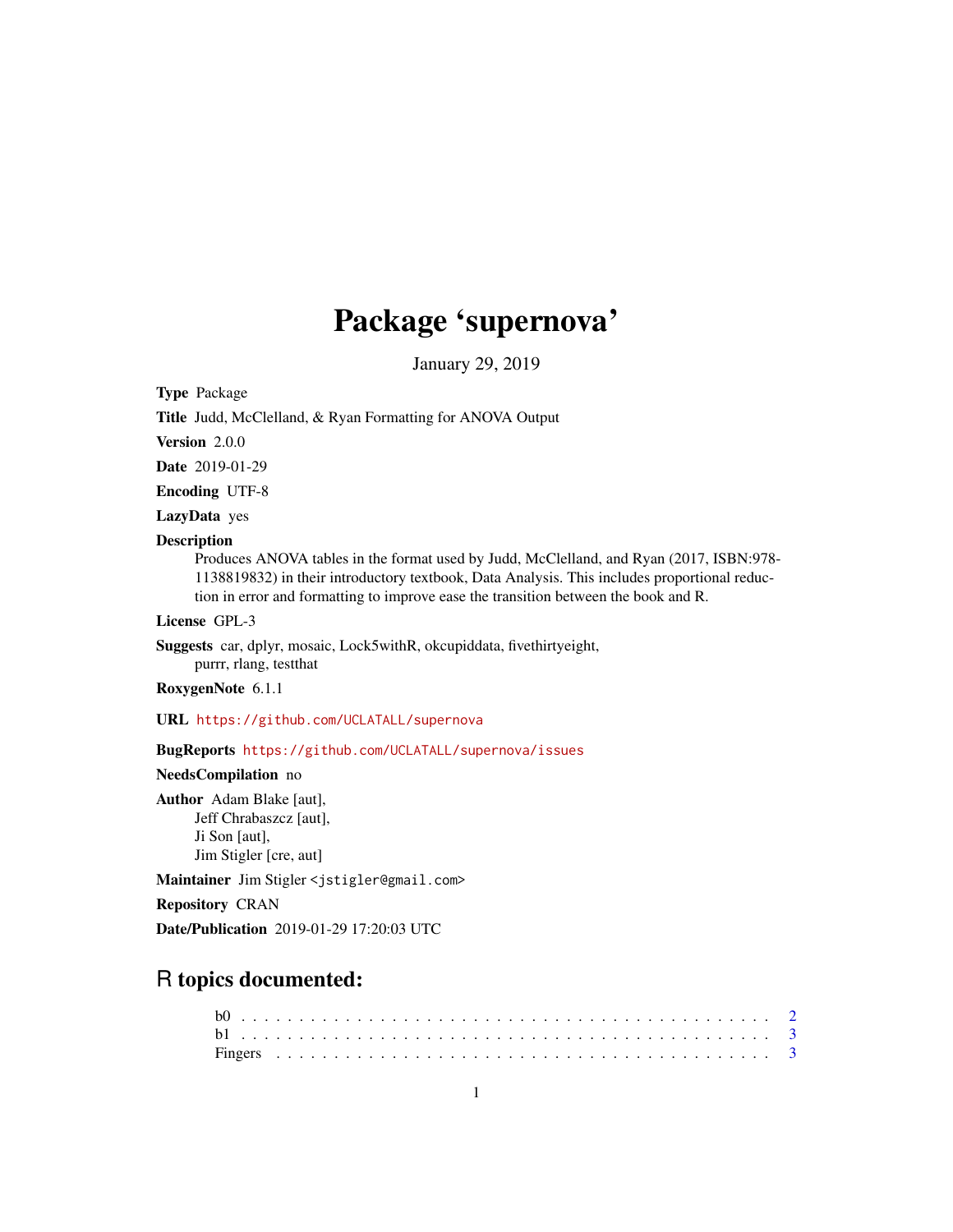# Package 'supernova'

January 29, 2019

**Type** Package

**Title** Judd, McClelland, & Ryan Formatting for ANOVA Output

**Version** 2.0.0

**Date** 2019-01-29

**Encoding** UTF-8

**LazyData** yes

**Description**
Produces ANOVA tables in the format used by Judd, McClelland, and Ryan (2017, ISBN:978-1138819832) in their introductory textbook, Data Analysis. This includes proportional reduction in error and formatting to improve ease the transition between the book and R.

**License** GPL-3

**Suggests** car, dplyr, mosaic, Lock5withR, okcupiddata, fivethirtyeight, purrr, rlang, testthat

**RoxygenNote** 6.1.1

**URL** https://github.com/UCLATALL/supernova

**BugReports** https://github.com/UCLATALL/supernova/issues

**NeedsCompilation** no

**Author** Adam Blake [aut],
Jeff Chrabaszcz [aut],
Ji Son [aut],
Jim Stigler [cre, aut]

**Maintainer** Jim Stigler <jstigler@gmail.com>

**Repository** CRAN

**Date/Publication** 2019-01-29 17:20:03 UTC

## R topics documented:

b0 . . . . . . . . . . . . . . . . . . . . . . . . . . . . . . . . . . . . . . . . . . . 2
b1 . . . . . . . . . . . . . . . . . . . . . . . . . . . . . . . . . . . . . . . . . . . 3
Fingers . . . . . . . . . . . . . . . . . . . . . . . . . . . . . . . . . . . . . . . . 3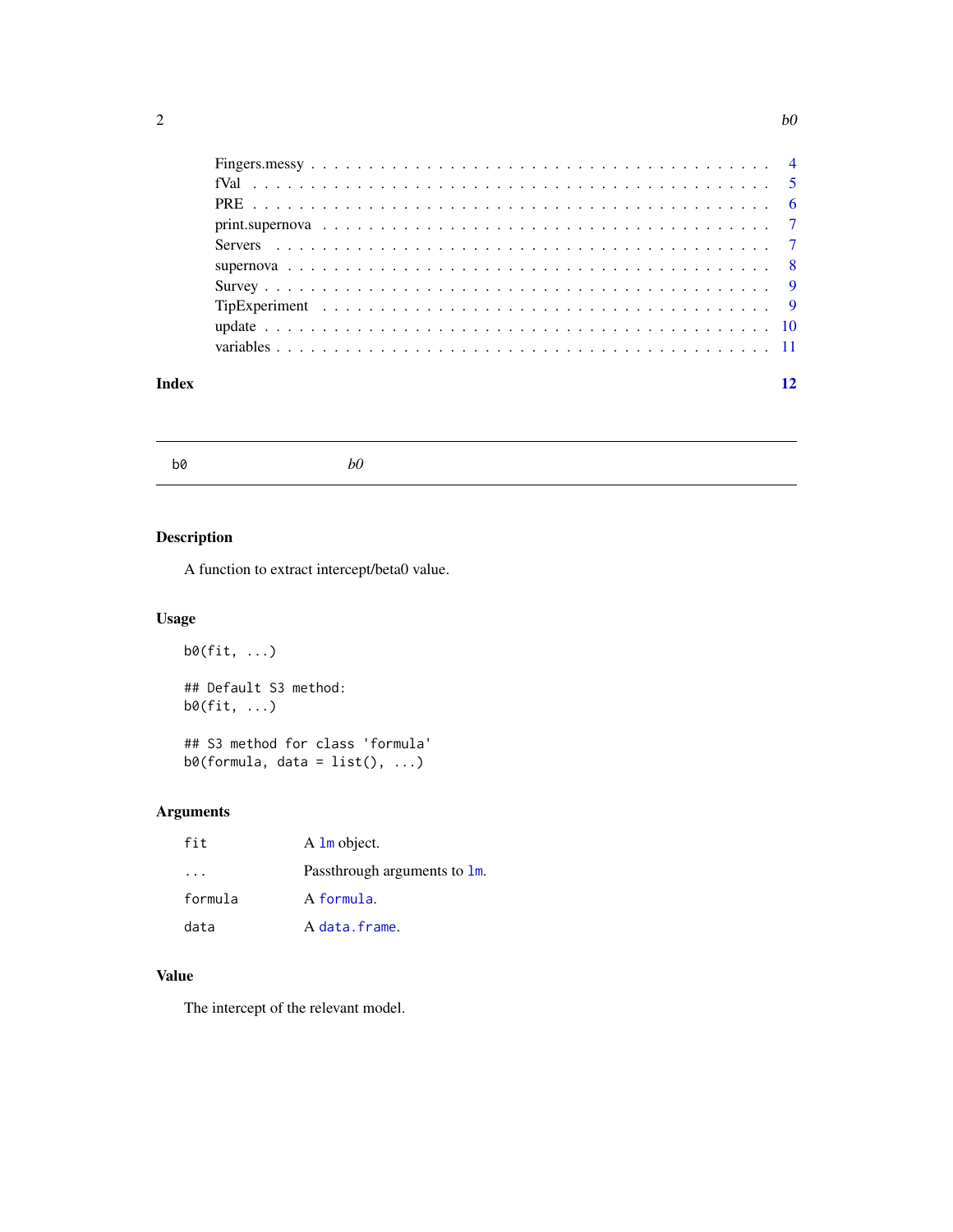Fingers.messy . . . . . . . . . . . . . . . . . . . . . . . . . . . . . . . . . . . . . 4
fVal . . . . . . . . . . . . . . . . . . . . . . . . . . . . . . . . . . . . . . . . . 5
PRE . . . . . . . . . . . . . . . . . . . . . . . . . . . . . . . . . . . . . . . . . 6
print.supernova . . . . . . . . . . . . . . . . . . . . . . . . . . . . . . . . . . . . 7
Servers . . . . . . . . . . . . . . . . . . . . . . . . . . . . . . . . . . . . . . . 7
supernova . . . . . . . . . . . . . . . . . . . . . . . . . . . . . . . . . . . . . . 8
Survey . . . . . . . . . . . . . . . . . . . . . . . . . . . . . . . . . . . . . . . 9
TipExperiment . . . . . . . . . . . . . . . . . . . . . . . . . . . . . . . . . . . . 9
update . . . . . . . . . . . . . . . . . . . . . . . . . . . . . . . . . . . . . . . 10
variables . . . . . . . . . . . . . . . . . . . . . . . . . . . . . . . . . . . . . . 11

**Index** **12**

---

`b0` *b0*

---

## Description

A function to extract intercept/beta0 value.

## Usage

```
b0(fit, ...)

## Default S3 method:
b0(fit, ...)

## S3 method for class 'formula'
b0(formula, data = list(), ...)
```

## Arguments

| | |
|---|---|
| `fit` | A `lm` object. |
| `...` | Passthrough arguments to `lm`. |
| `formula` | A `formula`. |
| `data` | A `data.frame`. |

## Value

The intercept of the relevant model.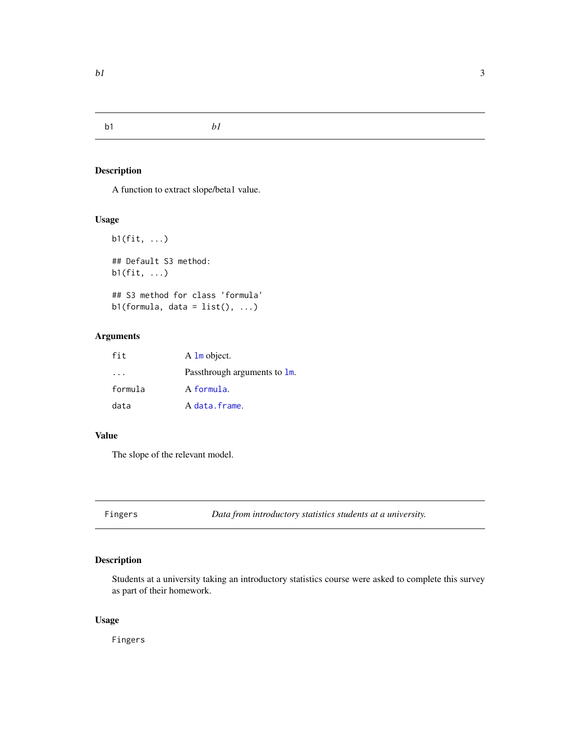## b1 — *b1*

### Description

A function to extract slope/beta1 value.

### Usage

```
b1(fit, ...)

## Default S3 method:
b1(fit, ...)

## S3 method for class 'formula'
b1(formula, data = list(), ...)
```

### Arguments

| | |
|---|---|
| `fit` | A `lm` object. |
| `...` | Passthrough arguments to `lm`. |
| `formula` | A `formula`. |
| `data` | A `data.frame`. |

### Value

The slope of the relevant model.

## Fingers — *Data from introductory statistics students at a university.*

### Description

Students at a university taking an introductory statistics course were asked to complete this survey as part of their homework.

### Usage

```
Fingers
```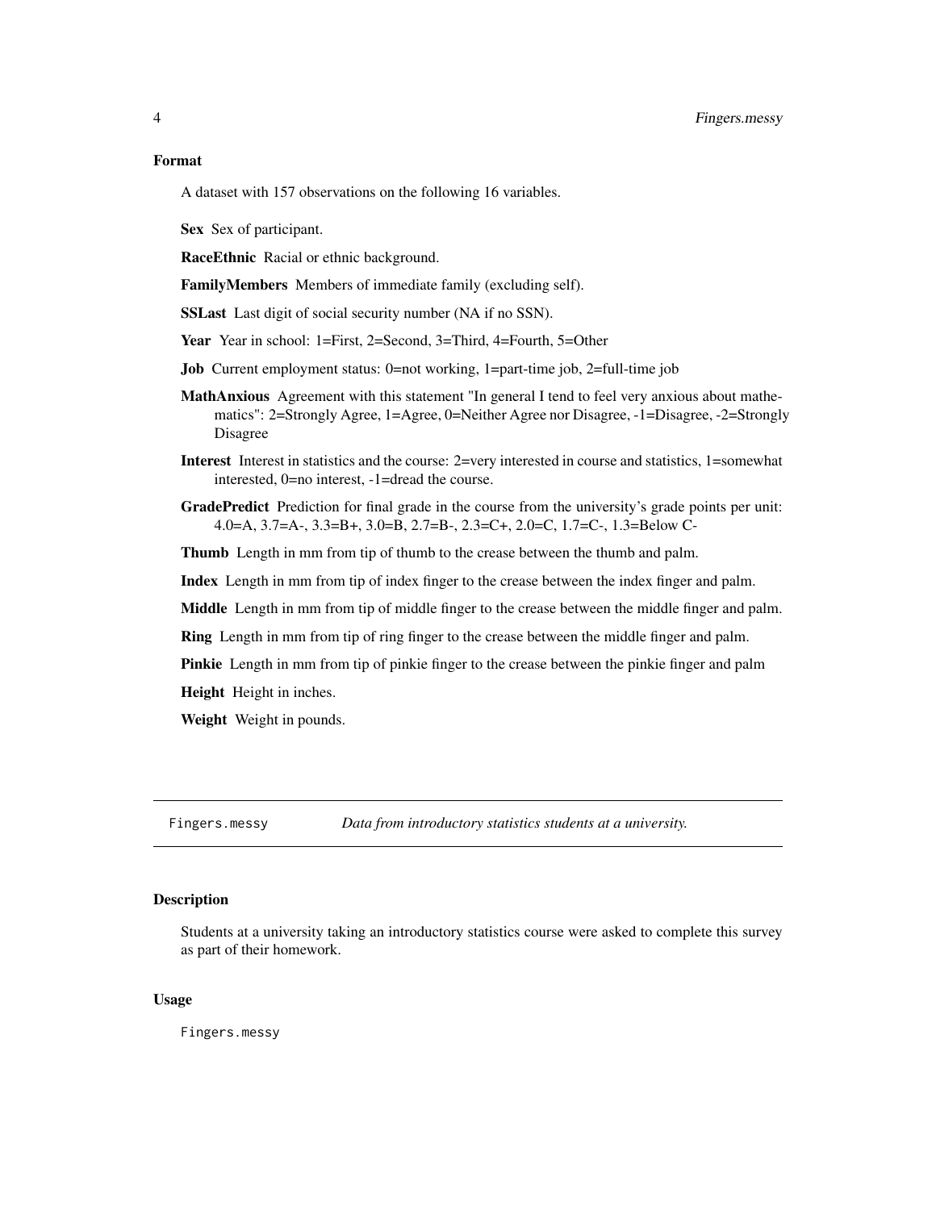### Format

A dataset with 157 observations on the following 16 variables.

**Sex** Sex of participant.

**RaceEthnic** Racial or ethnic background.

**FamilyMembers** Members of immediate family (excluding self).

**SSLast** Last digit of social security number (NA if no SSN).

**Year** Year in school: 1=First, 2=Second, 3=Third, 4=Fourth, 5=Other

**Job** Current employment status: 0=not working, 1=part-time job, 2=full-time job

**MathAnxious** Agreement with this statement "In general I tend to feel very anxious about mathematics": 2=Strongly Agree, 1=Agree, 0=Neither Agree nor Disagree, -1=Disagree, -2=Strongly Disagree

**Interest** Interest in statistics and the course: 2=very interested in course and statistics, 1=somewhat interested, 0=no interest, -1=dread the course.

**GradePredict** Prediction for final grade in the course from the university's grade points per unit: 4.0=A, 3.7=A-, 3.3=B+, 3.0=B, 2.7=B-, 2.3=C+, 2.0=C, 1.7=C-, 1.3=Below C-

**Thumb** Length in mm from tip of thumb to the crease between the thumb and palm.

**Index** Length in mm from tip of index finger to the crease between the index finger and palm.

**Middle** Length in mm from tip of middle finger to the crease between the middle finger and palm.

**Ring** Length in mm from tip of ring finger to the crease between the middle finger and palm.

**Pinkie** Length in mm from tip of pinkie finger to the crease between the pinkie finger and palm

**Height** Height in inches.

**Weight** Weight in pounds.

---

## Fingers.messy — *Data from introductory statistics students at a university.*

### Description

Students at a university taking an introductory statistics course were asked to complete this survey as part of their homework.

### Usage

```
Fingers.messy
```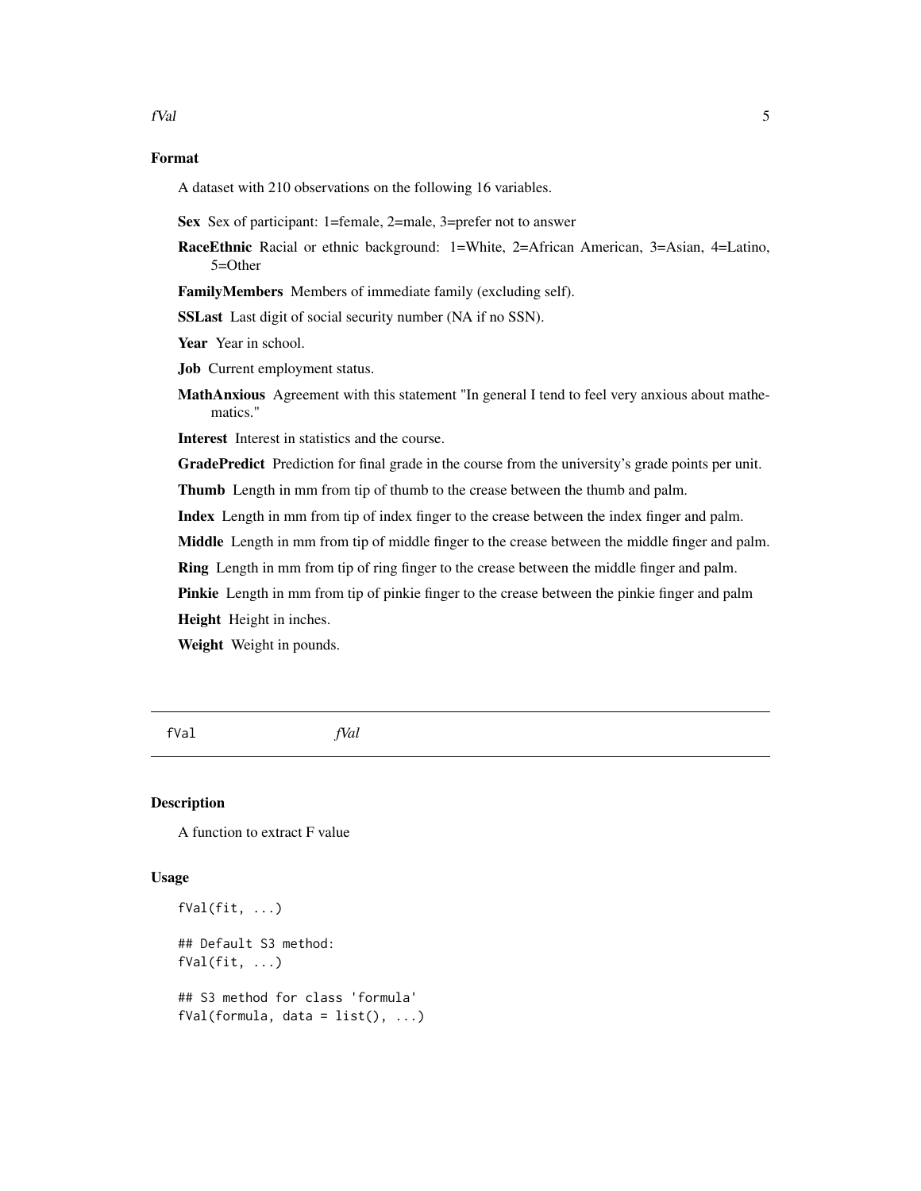## Format

A dataset with 210 observations on the following 16 variables.

**Sex** Sex of participant: 1=female, 2=male, 3=prefer not to answer

**RaceEthnic** Racial or ethnic background: 1=White, 2=African American, 3=Asian, 4=Latino, 5=Other

**FamilyMembers** Members of immediate family (excluding self).

**SSLast** Last digit of social security number (NA if no SSN).

**Year** Year in school.

**Job** Current employment status.

**MathAnxious** Agreement with this statement "In general I tend to feel very anxious about mathematics."

**Interest** Interest in statistics and the course.

**GradePredict** Prediction for final grade in the course from the university's grade points per unit.

**Thumb** Length in mm from tip of thumb to the crease between the thumb and palm.

**Index** Length in mm from tip of index finger to the crease between the index finger and palm.

**Middle** Length in mm from tip of middle finger to the crease between the middle finger and palm.

**Ring** Length in mm from tip of ring finger to the crease between the middle finger and palm.

**Pinkie** Length in mm from tip of pinkie finger to the crease between the pinkie finger and palm

**Height** Height in inches.

**Weight** Weight in pounds.

---

`fVal` *fVal*

---

## Description

A function to extract F value

## Usage

```
fVal(fit, ...)

## Default S3 method:
fVal(fit, ...)

## S3 method for class 'formula'
fVal(formula, data = list(), ...)
```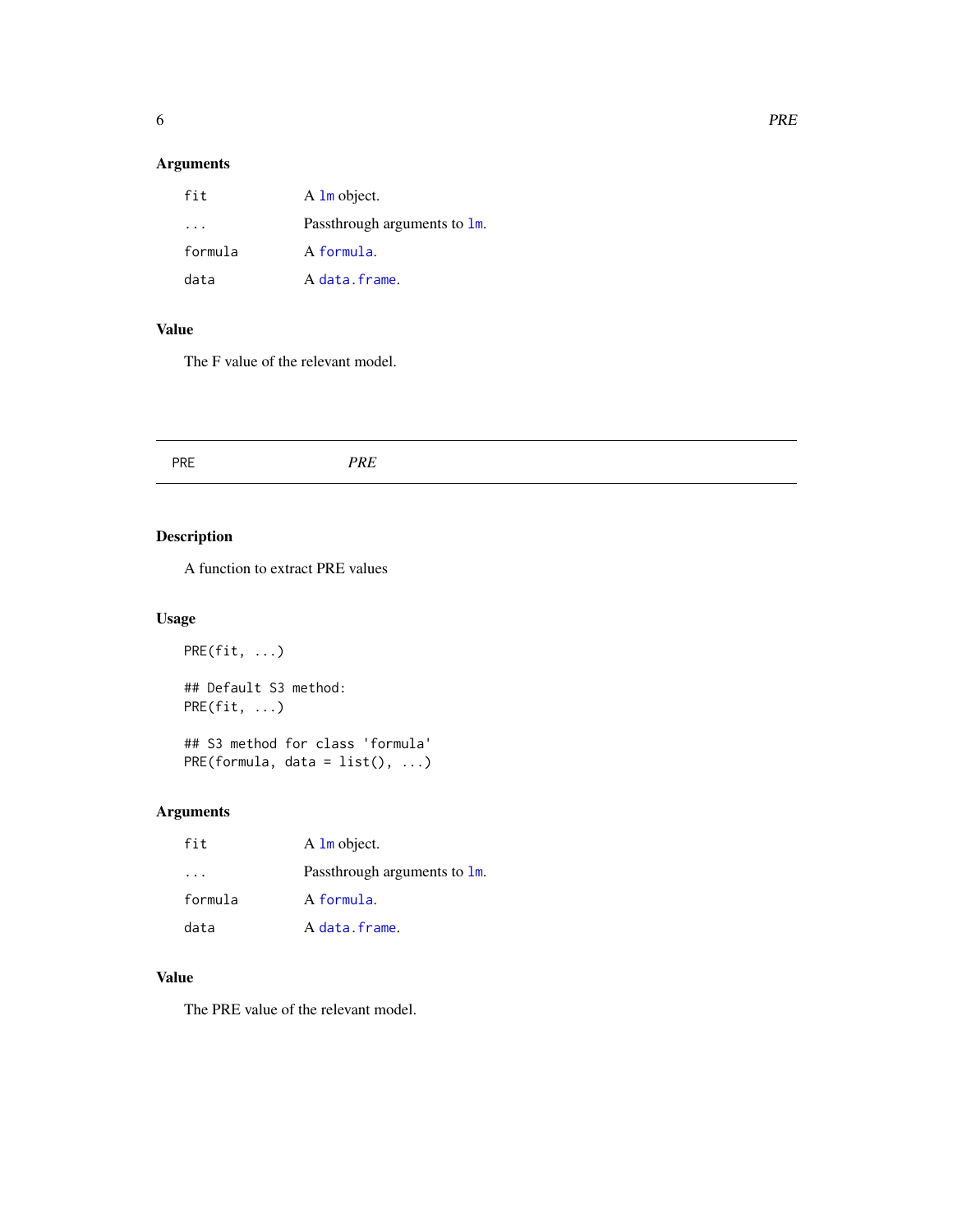### Arguments

| | |
|---|---|
| `fit` | A `lm` object. |
| `...` | Passthrough arguments to `lm`. |
| `formula` | A `formula`. |
| `data` | A `data.frame`. |

### Value

The F value of the relevant model.

---

## PRE — *PRE*

---

### Description

A function to extract PRE values

### Usage

```
PRE(fit, ...)

## Default S3 method:
PRE(fit, ...)

## S3 method for class 'formula'
PRE(formula, data = list(), ...)
```

### Arguments

| | |
|---|---|
| `fit` | A `lm` object. |
| `...` | Passthrough arguments to `lm`. |
| `formula` | A `formula`. |
| `data` | A `data.frame`. |

### Value

The PRE value of the relevant model.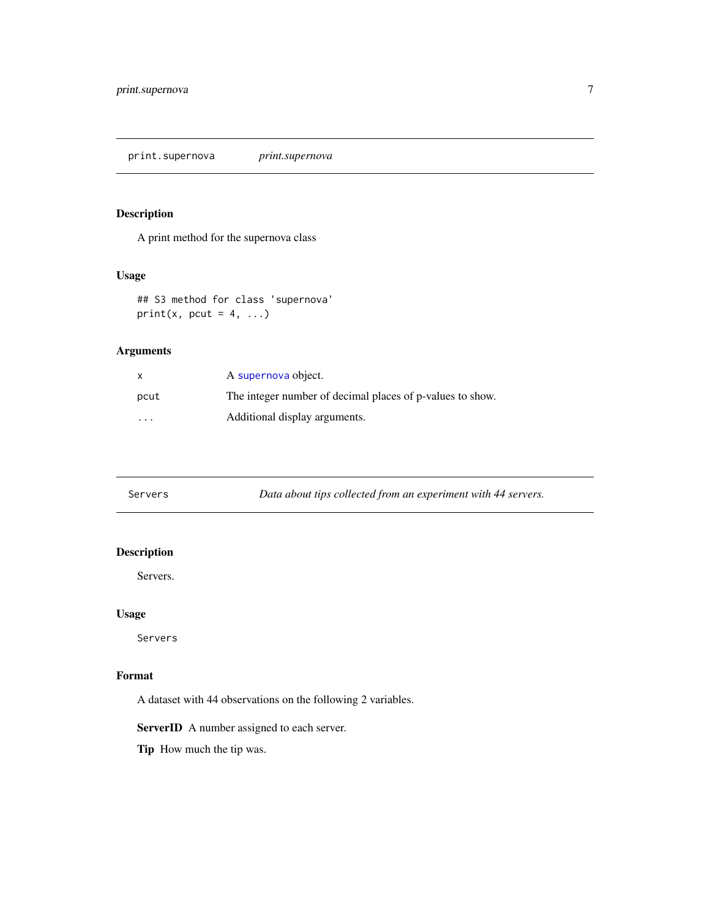## print.supernova — *print.supernova*

### Description

A print method for the supernova class

### Usage

```
## S3 method for class 'supernova'
print(x, pcut = 4, ...)
```

### Arguments

| | |
|---|---|
| x | A supernova object. |
| pcut | The integer number of decimal places of p-values to show. |
| ... | Additional display arguments. |

## Servers — *Data about tips collected from an experiment with 44 servers.*

### Description

Servers.

### Usage

```
Servers
```

### Format

A dataset with 44 observations on the following 2 variables.

**ServerID** A number assigned to each server.

**Tip** How much the tip was.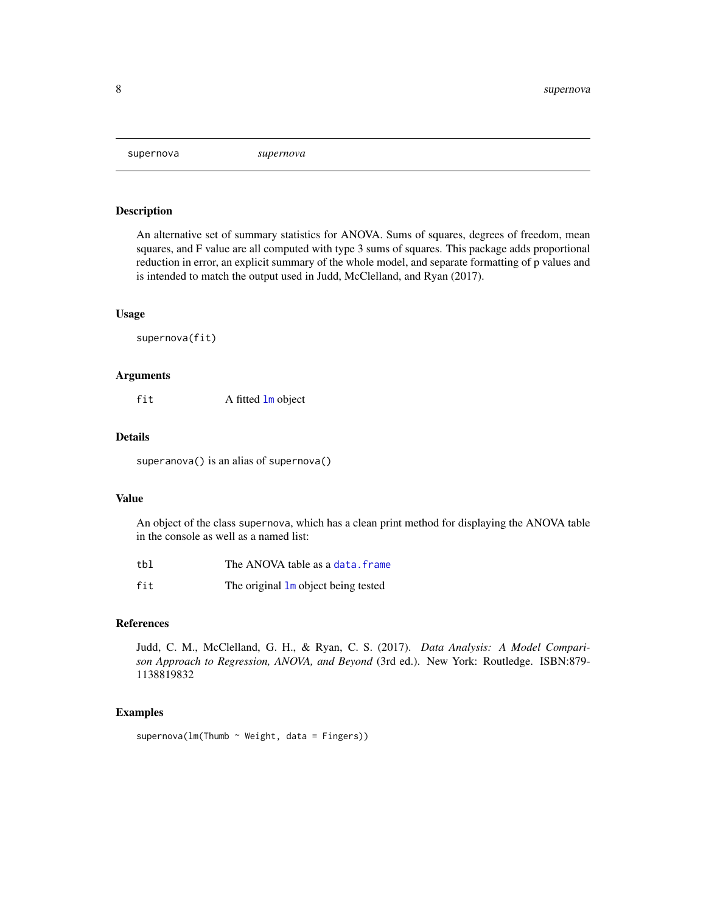supernova &nbsp;&nbsp;&nbsp;&nbsp;&nbsp;&nbsp; *supernova*

## Description

An alternative set of summary statistics for ANOVA. Sums of squares, degrees of freedom, mean squares, and F value are all computed with type 3 sums of squares. This package adds proportional reduction in error, an explicit summary of the whole model, and separate formatting of p values and is intended to match the output used in Judd, McClelland, and Ryan (2017).

## Usage

```
supernova(fit)
```

## Arguments

| | |
|---|---|
| `fit` | A fitted `lm` object |

## Details

`superanova()` is an alias of `supernova()`

## Value

An object of the class `supernova`, which has a clean print method for displaying the ANOVA table in the console as well as a named list:

| | |
|---|---|
| `tbl` | The ANOVA table as a `data.frame` |
| `fit` | The original `lm` object being tested |

## References

Judd, C. M., McClelland, G. H., & Ryan, C. S. (2017). *Data Analysis: A Model Comparison Approach to Regression, ANOVA, and Beyond* (3rd ed.). New York: Routledge. ISBN:879-1138819832

## Examples

```
supernova(lm(Thumb ~ Weight, data = Fingers))
```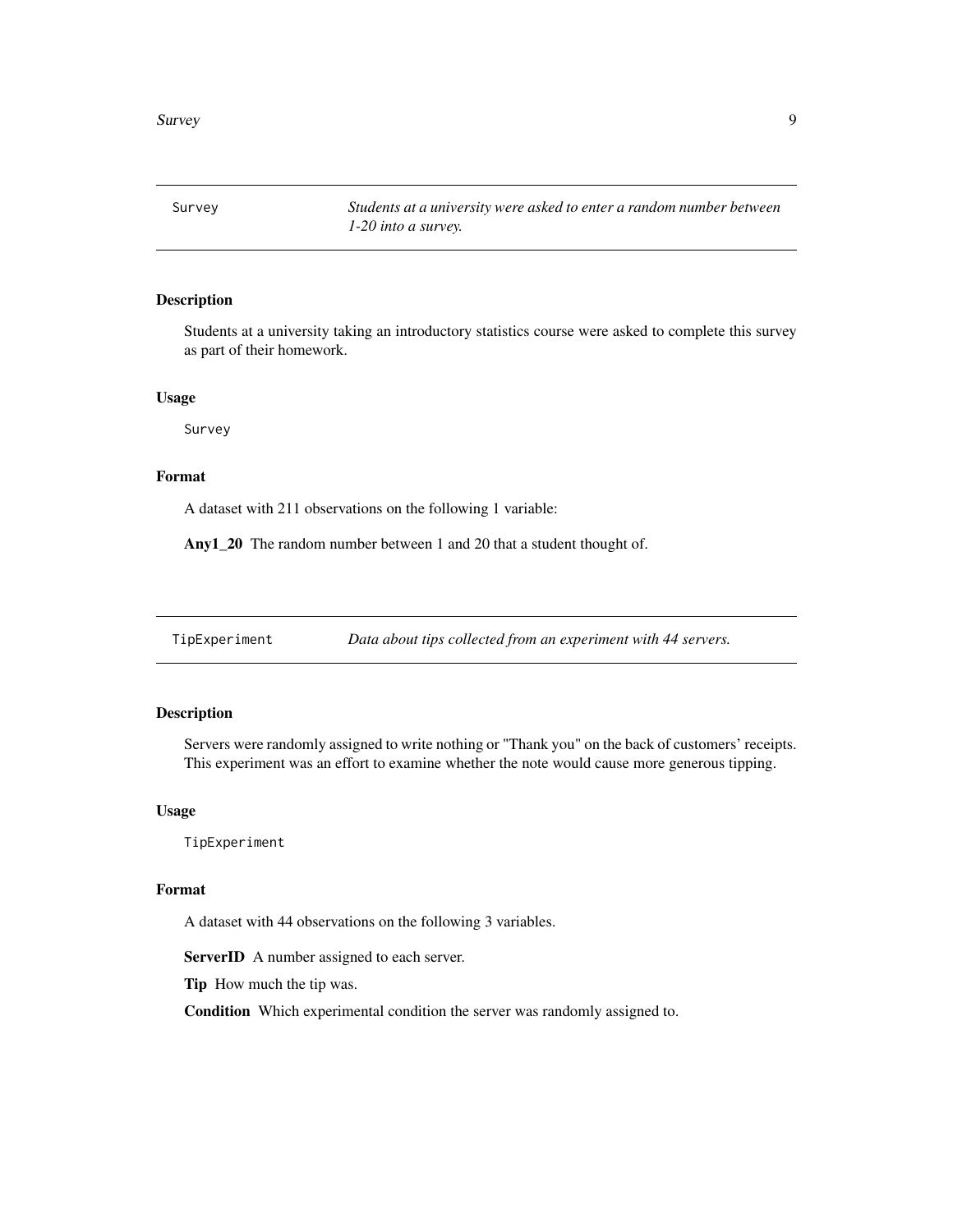| Survey | *Students at a university were asked to enter a random number between 1-20 into a survey.* |
|---|---|

## Description

Students at a university taking an introductory statistics course were asked to complete this survey as part of their homework.

## Usage

```
Survey
```

## Format

A dataset with 211 observations on the following 1 variable:

**Any1_20** The random number between 1 and 20 that a student thought of.

| TipExperiment | *Data about tips collected from an experiment with 44 servers.* |
|---|---|

## Description

Servers were randomly assigned to write nothing or "Thank you" on the back of customers' receipts. This experiment was an effort to examine whether the note would cause more generous tipping.

## Usage

```
TipExperiment
```

## Format

A dataset with 44 observations on the following 3 variables.

**ServerID** A number assigned to each server.

**Tip** How much the tip was.

**Condition** Which experimental condition the server was randomly assigned to.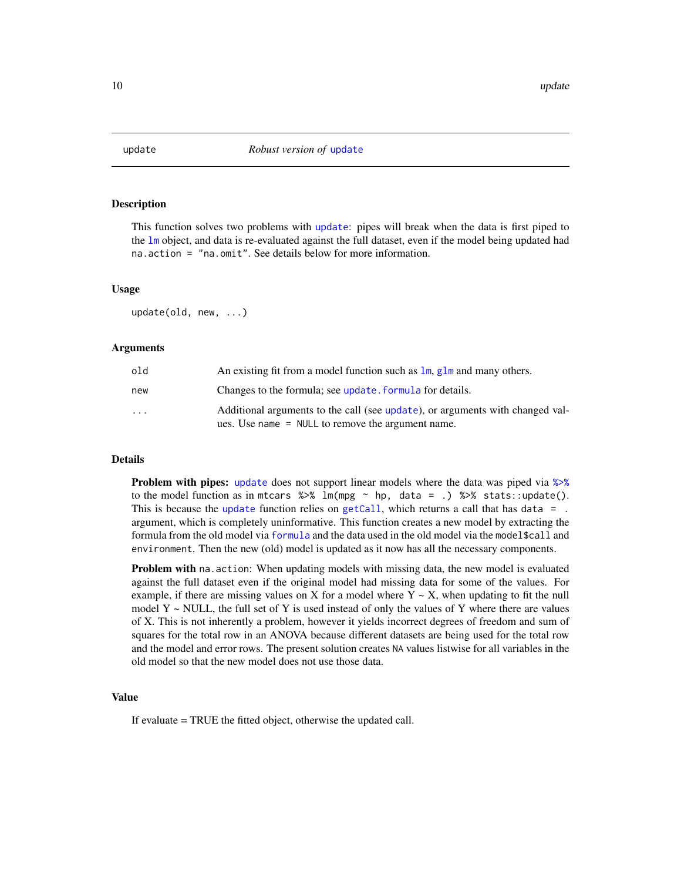# update — *Robust version of* `update`

## Description

This function solves two problems with `update`: pipes will break when the data is first piped to the `lm` object, and data is re-evaluated against the full dataset, even if the model being updated had `na.action = "na.omit"`. See details below for more information.

## Usage

```
update(old, new, ...)
```

## Arguments

| | |
|---|---|
| `old` | An existing fit from a model function such as `lm`, `glm` and many others. |
| `new` | Changes to the formula; see `update.formula` for details. |
| `...` | Additional arguments to the call (see `update`), or arguments with changed values. Use `name = NULL` to remove the argument name. |

## Details

**Problem with pipes:** `update` does not support linear models where the data was piped via `%>%` to the model function as in `mtcars %>% lm(mpg ~ hp, data = .) %>% stats::update()`. This is because the `update` function relies on `getCall`, which returns a call that has `data = .` argument, which is completely uninformative. This function creates a new model by extracting the formula from the old model via `formula` and the data used in the old model via the `model$call` and `environment`. Then the new (old) model is updated as it now has all the necessary components.

**Problem with** `na.action`: When updating models with missing data, the new model is evaluated against the full dataset even if the original model had missing data for some of the values. For example, if there are missing values on X for a model where Y ~ X, when updating to fit the null model Y ~ NULL, the full set of Y is used instead of only the values of Y where there are values of X. This is not inherently a problem, however it yields incorrect degrees of freedom and sum of squares for the total row in an ANOVA because different datasets are being used for the total row and the model and error rows. The present solution creates `NA` values listwise for all variables in the old model so that the new model does not use those data.

## Value

If evaluate = TRUE the fitted object, otherwise the updated call.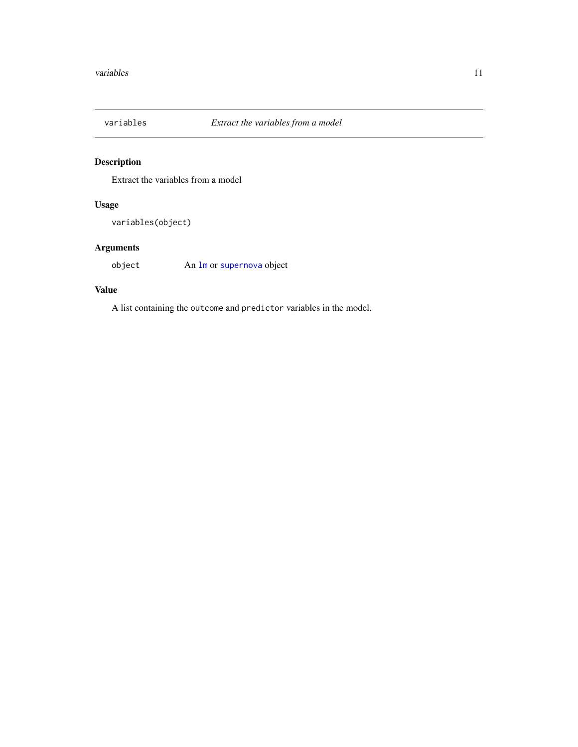## variables — *Extract the variables from a model*

### Description

Extract the variables from a model

### Usage

```
variables(object)
```

### Arguments

| | |
|---|---|
| `object` | An `lm` or `supernova` object |

### Value

A list containing the `outcome` and `predictor` variables in the model.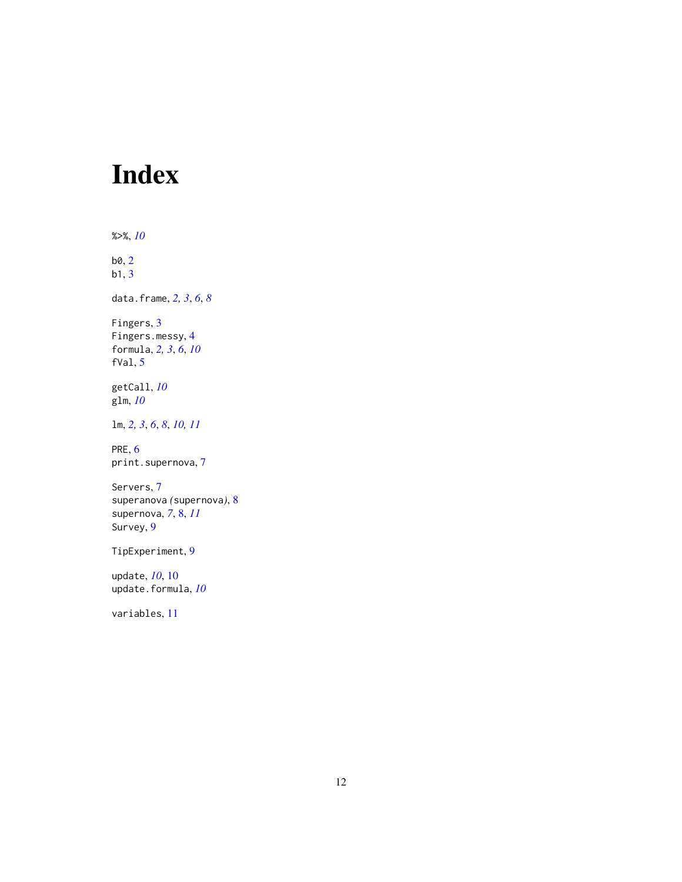# Index

%>%, *10*

b0, 2
b1, 3

data.frame, *2, 3*, *6*, *8*

Fingers, 3
Fingers.messy, 4
formula, *2, 3*, *6*, *10*
fVal, 5

getCall, *10*
glm, *10*

lm, *2, 3*, *6*, *8*, *10, 11*

PRE, 6
print.supernova, 7

Servers, 7
superanova (supernova), 8
supernova, *7*, 8, *11*
Survey, 9

TipExperiment, 9

update, *10*, 10
update.formula, *10*

variables, 11